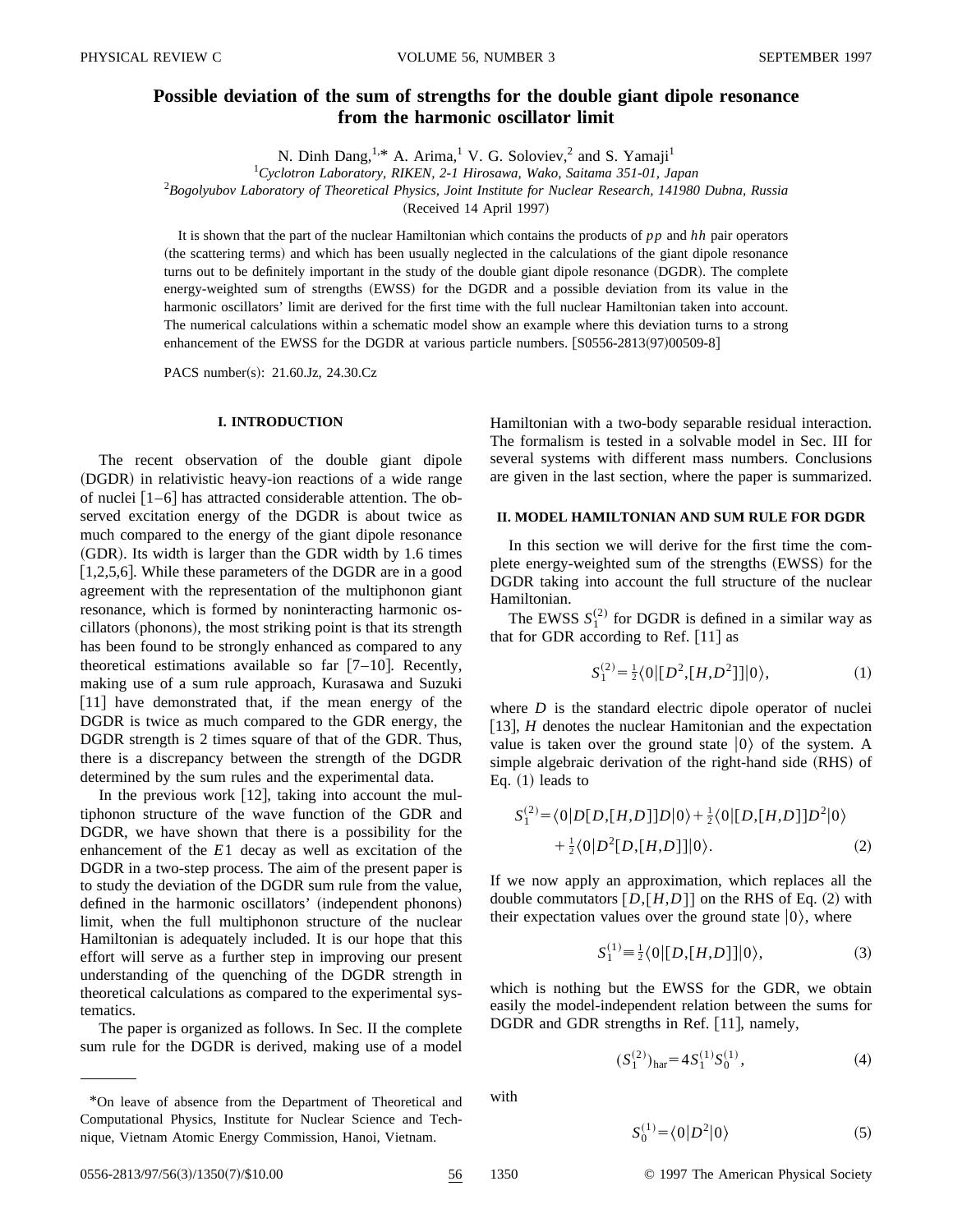# Possible deviation of the sum of strengths for the double giant dipole resonance from the harmonic oscillator limit

N. Dinh Dang,[1,*] A. Arima,[1] V. G. Soloviev,[2] and S. Yamaji[1]

[1]*Cyclotron Laboratory, RIKEN, 2-1 Hirosawa, Wako, Saitama 351-01, Japan*

[2]*Bogolyubov Laboratory of Theoretical Physics, Joint Institute for Nuclear Research, 141980 Dubna, Russia*

(Received 14 April 1997)

It is shown that the part of the nuclear Hamiltonian which contains the products of $pp$ and $hh$ pair operators (the scattering terms) and which has been usually neglected in the calculations of the giant dipole resonance turns out to be definitely important in the study of the double giant dipole resonance (DGDR). The complete energy-weighted sum of strengths (EWSS) for the DGDR and a possible deviation from its value in the harmonic oscillators' limit are derived for the first time with the full nuclear Hamiltonian taken into account. The numerical calculations within a schematic model show an example where this deviation turns to a strong enhancement of the EWSS for the DGDR at various particle numbers. [S0556-2813(97)00509-8]

PACS number(s): 21.60.Jz, 24.30.Cz

## I. INTRODUCTION

The recent observation of the double giant dipole (DGDR) in relativistic heavy-ion reactions of a wide range of nuclei [1–6] has attracted considerable attention. The observed excitation energy of the DGDR is about twice as much compared to the energy of the giant dipole resonance (GDR). Its width is larger than the GDR width by 1.6 times [1,2,5,6]. While these parameters of the DGDR are in a good agreement with the representation of the multiphonon giant resonance, which is formed by noninteracting harmonic oscillators (phonons), the most striking point is that its strength has been found to be strongly enhanced as compared to any theoretical estimations available so far [7–10]. Recently, making use of a sum rule approach, Kurasawa and Suzuki [11] have demonstrated that, if the mean energy of the DGDR is twice as much compared to the GDR energy, the DGDR strength is 2 times square of that of the GDR. Thus, there is a discrepancy between the strength of the DGDR determined by the sum rules and the experimental data.

In the previous work [12], taking into account the multiphonon structure of the wave function of the GDR and DGDR, we have shown that there is a possibility for the enhancement of the $E1$ decay as well as excitation of the DGDR in a two-step process. The aim of the present paper is to study the deviation of the DGDR sum rule from the value, defined in the harmonic oscillators' (independent phonons) limit, when the full multiphonon structure of the nuclear Hamiltonian is adequately included. It is our hope that this effort will serve as a further step in improving our present understanding of the quenching of the DGDR strength in theoretical calculations as compared to the experimental systematics.

The paper is organized as follows. In Sec. II the complete sum rule for the DGDR is derived, making use of a model Hamiltonian with a two-body separable residual interaction. The formalism is tested in a solvable model in Sec. III for several systems with different mass numbers. Conclusions are given in the last section, where the paper is summarized.

## II. MODEL HAMILTONIAN AND SUM RULE FOR DGDR

In this section we will derive for the first time the complete energy-weighted sum of the strengths (EWSS) for the DGDR taking into account the full structure of the nuclear Hamiltonian.

The EWSS $S_1^{(2)}$ for DGDR is defined in a similar way as that for GDR according to Ref. [11] as

$$S_1^{(2)} = \tfrac{1}{2}\langle 0|[D^2,[H,D^2]]|0\rangle, \tag{1}$$

where $D$ is the standard electric dipole operator of nuclei [13], $H$ denotes the nuclear Hamitonian and the expectation value is taken over the ground state $|0\rangle$ of the system. A simple algebraic derivation of the right-hand side (RHS) of Eq. (1) leads to

$$S_1^{(2)} = \langle 0|D[D,[H,D]]D|0\rangle + \tfrac{1}{2}\langle 0|[D,[H,D]]D^2|0\rangle + \tfrac{1}{2}\langle 0|D^2[D,[H,D]]|0\rangle. \tag{2}$$

If we now apply an approximation, which replaces all the double commutators $[D,[H,D]]$ on the RHS of Eq. (2) with their expectation values over the ground state $|0\rangle$, where

$$S_1^{(1)} \equiv \tfrac{1}{2}\langle 0|[D,[H,D]]|0\rangle, \tag{3}$$

which is nothing but the EWSS for the GDR, we obtain easily the model-independent relation between the sums for DGDR and GDR strengths in Ref. [11], namely,

$$(S_1^{(2)})_{\rm har} = 4 S_1^{(1)} S_0^{(1)}, \tag{4}$$

with

$$S_0^{(1)} = \langle 0|D^2|0\rangle \tag{5}$$

*On leave of absence from the Department of Theoretical and Computational Physics, Institute for Nuclear Science and Technique, Vietnam Atomic Energy Commission, Hanoi, Vietnam.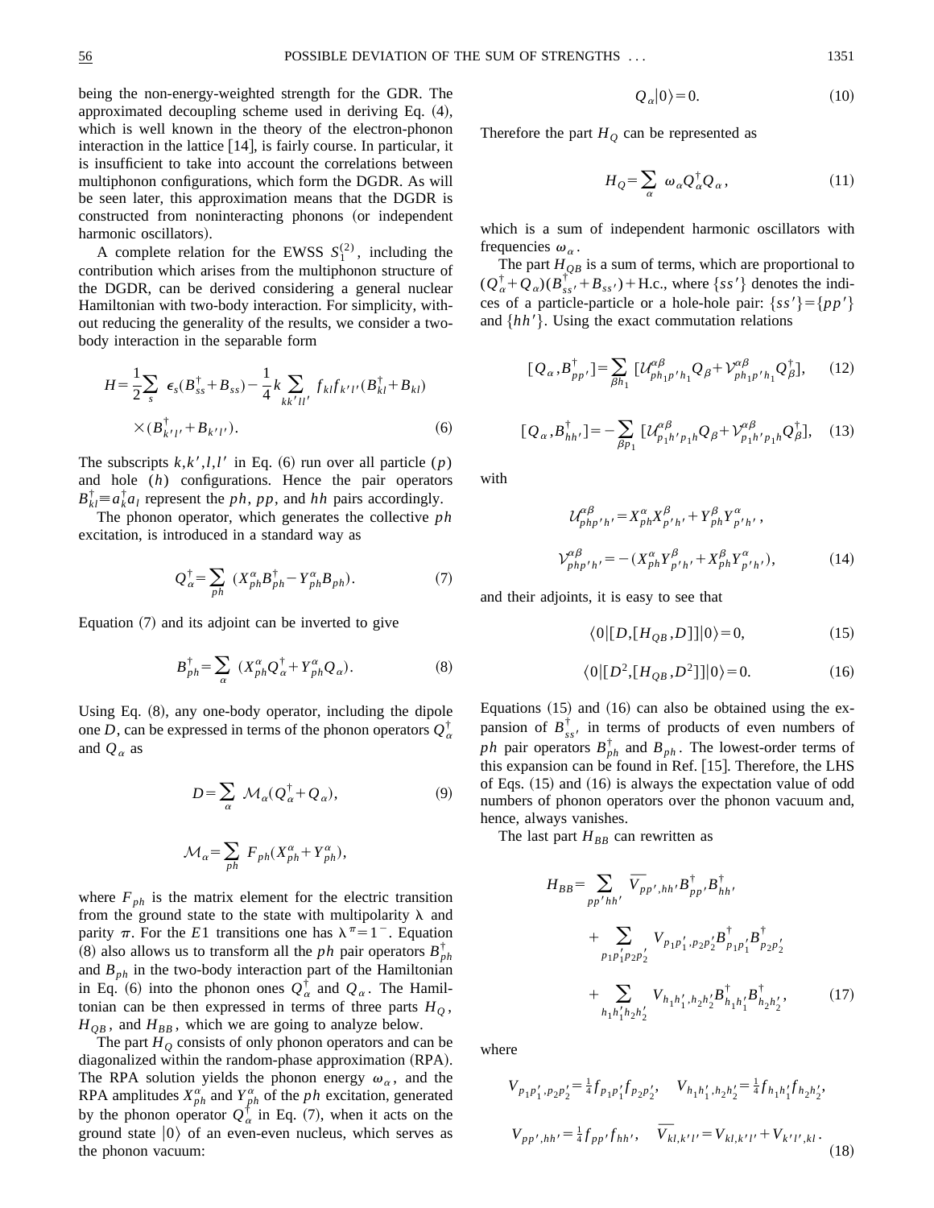being the non-energy-weighted strength for the GDR. The approximated decoupling scheme used in deriving Eq. (4), which is well known in the theory of the electron-phonon interaction in the lattice [14], is fairly course. In particular, it is insufficient to take into account the correlations between multiphonon configurations, which form the DGDR. As will be seen later, this approximation means that the DGDR is constructed from noninteracting phonons (or independent harmonic oscillators).

A complete relation for the EWSS $S_1^{(2)}$, including the contribution which arises from the multiphonon structure of the DGDR, can be derived considering a general nuclear Hamiltonian with two-body interaction. For simplicity, without reducing the generality of the results, we consider a two-body interaction in the separable form

$$H=\frac{1}{2}\sum_{s}\epsilon_s(B^\dagger_{ss}+B_{ss})-\frac{1}{4}k\sum_{kk'll'}f_{kl}f_{k'l'}(B^\dagger_{kl}+B_{kl})\times(B^\dagger_{k'l'}+B_{k'l'}). \tag{6}$$

The subscripts $k,k',l,l'$ in Eq. (6) run over all particle ($p$) and hole ($h$) configurations. Hence the pair operators $B^\dagger_{kl}\equiv a^\dagger_k a_l$ represent the $ph$, $pp$, and $hh$ pairs accordingly.

The phonon operator, which generates the collective $ph$ excitation, is introduced in a standard way as

$$Q^\dagger_\alpha=\sum_{ph}(X^\alpha_{ph}B^\dagger_{ph}-Y^\alpha_{ph}B_{ph}). \tag{7}$$

Equation (7) and its adjoint can be inverted to give

$$B^\dagger_{ph}=\sum_\alpha(X^\alpha_{ph}Q^\dagger_\alpha+Y^\alpha_{ph}Q_\alpha). \tag{8}$$

Using Eq. (8), any one-body operator, including the dipole one $D$, can be expressed in terms of the phonon operators $Q^\dagger_\alpha$ and $Q_\alpha$ as

$$D=\sum_\alpha \mathcal{M}_\alpha(Q^\dagger_\alpha+Q_\alpha), \tag{9}$$

$$\mathcal{M}_\alpha=\sum_{ph}F_{ph}(X^\alpha_{ph}+Y^\alpha_{ph}),$$

where $F_{ph}$ is the matrix element for the electric transition from the ground state to the state with multipolarity $\lambda$ and parity $\pi$. For the $E1$ transitions one has $\lambda^\pi=1^-$. Equation (8) also allows us to transform all the $ph$ pair operators $B^\dagger_{ph}$ and $B_{ph}$ in the two-body interaction part of the Hamiltonian in Eq. (6) into the phonon ones $Q^\dagger_\alpha$ and $Q_\alpha$. The Hamiltonian can be then expressed in terms of three parts $H_Q$, $H_{QB}$, and $H_{BB}$, which we are going to analyze below.

The part $H_Q$ consists of only phonon operators and can be diagonalized within the random-phase approximation (RPA). The RPA solution yields the phonon energy $\omega_\alpha$, and the RPA amplitudes $X^\alpha_{ph}$ and $Y^\alpha_{ph}$ of the $ph$ excitation, generated by the phonon operator $Q^\dagger_\alpha$ in Eq. (7), when it acts on the ground state $|0\rangle$ of an even-even nucleus, which serves as the phonon vacuum:

$$Q_\alpha|0\rangle=0. \tag{10}$$

Therefore the part $H_Q$ can be represented as

$$H_Q=\sum_\alpha \omega_\alpha Q^\dagger_\alpha Q_\alpha, \tag{11}$$

which is a sum of independent harmonic oscillators with frequencies $\omega_\alpha$.

The part $H_{QB}$ is a sum of terms, which are proportional to $(Q^\dagger_\alpha+Q_\alpha)(B^\dagger_{ss'}+B_{ss'})+\text{H.c.}$, where $\{ss'\}$ denotes the indices of a particle-particle or a hole-hole pair: $\{ss'\}=\{pp'\}$ and $\{hh'\}$. Using the exact commutation relations

$$[Q_\alpha,B^\dagger_{pp'}]=\sum_{\beta h_1}[\mathcal{U}^{\alpha\beta}_{ph_1p'h_1}Q_\beta+\mathcal{V}^{\alpha\beta}_{ph_1p'h_1}Q^\dagger_\beta], \tag{12}$$

$$[Q_\alpha,B^\dagger_{hh'}]=-\sum_{\beta p_1}[\mathcal{U}^{\alpha\beta}_{p_1h'p_1h}Q_\beta+\mathcal{V}^{\alpha\beta}_{p_1h'p_1h}Q^\dagger_\beta], \tag{13}$$

with

$$\mathcal{U}^{\alpha\beta}_{php'h'}=X^\alpha_{ph}X^\beta_{p'h'}+Y^\beta_{ph}Y^\alpha_{p'h'},$$

$$\mathcal{V}^{\alpha\beta}_{php'h'}=-(X^\alpha_{ph}Y^\beta_{p'h'}+X^\beta_{ph}Y^\alpha_{p'h'}), \tag{14}$$

and their adjoints, it is easy to see that

$$\langle 0|[D,[H_{QB},D]]|0\rangle=0, \tag{15}$$

$$\langle 0|[D^2,[H_{QB},D^2]]|0\rangle=0. \tag{16}$$

Equations (15) and (16) can also be obtained using the expansion of $B^\dagger_{ss'}$ in terms of products of even numbers of $ph$ pair operators $B^\dagger_{ph}$ and $B_{ph}$. The lowest-order terms of this expansion can be found in Ref. [15]. Therefore, the LHS of Eqs. (15) and (16) is always the expectation value of odd numbers of phonon operators over the phonon vacuum and, hence, always vanishes.

The last part $H_{BB}$ can rewritten as

$$H_{BB}=\sum_{pp'hh'}\overline{V}_{pp',hh'}B^\dagger_{pp'}B^\dagger_{hh'}+\sum_{p_1p_1'p_2p_2'}V_{p_1p_1',p_2p_2'}B^\dagger_{p_1p_1'}B^\dagger_{p_2p_2'}+\sum_{h_1h_1'h_2h_2'}V_{h_1h_1',h_2h_2'}B^\dagger_{h_1h_1'}B^\dagger_{h_2h_2'}, \tag{17}$$

where

$$V_{p_1p_1',p_2p_2'}=\tfrac{1}{4}f_{p_1p_1'}f_{p_2p_2'},\quad V_{h_1h_1',h_2h_2'}=\tfrac{1}{4}f_{h_1h_1'}f_{h_2h_2'},$$

$$V_{pp',hh'}=\tfrac{1}{4}f_{pp'}f_{hh'},\quad \overline{V}_{kl,k'l'}=V_{kl,k'l'}+V_{k'l',kl}. \tag{18}$$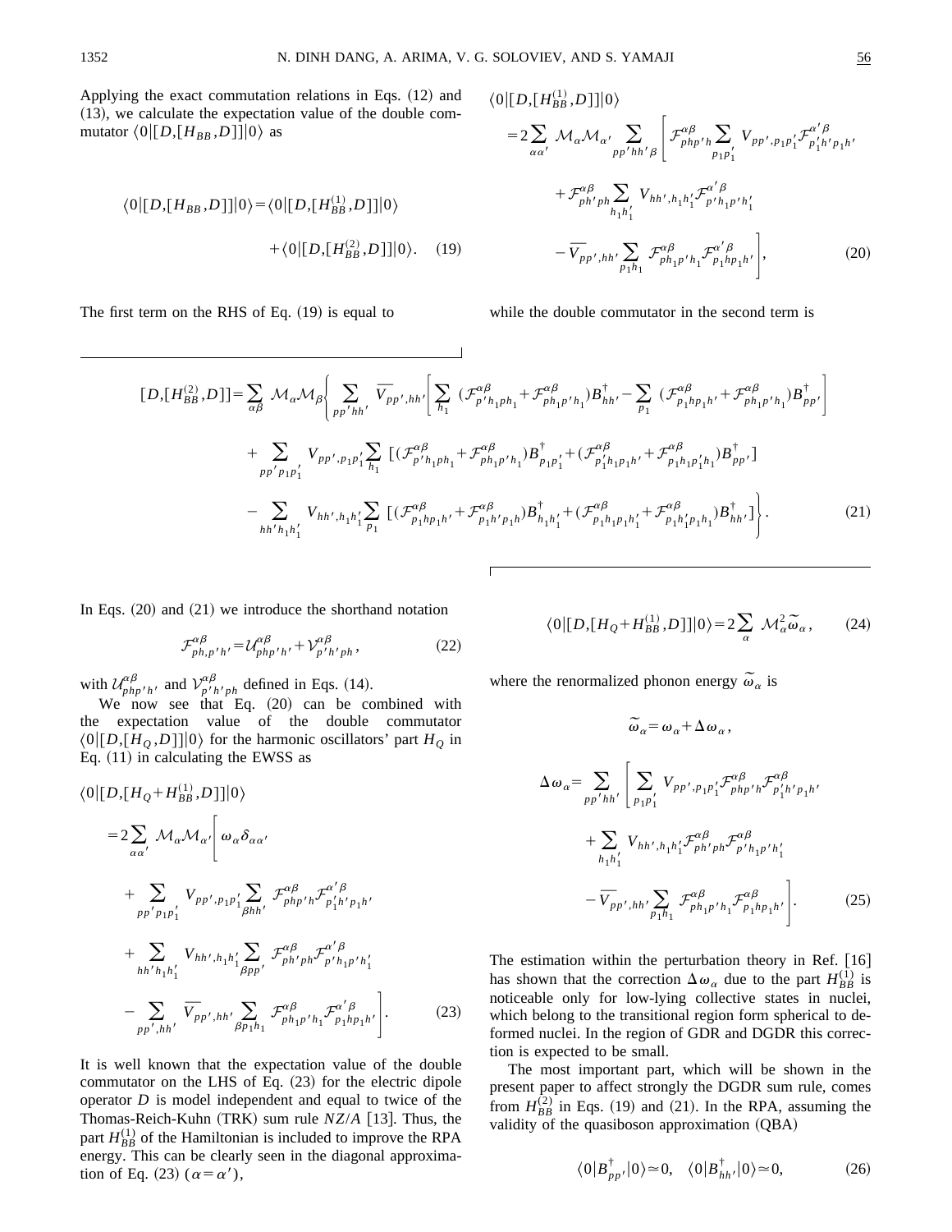Applying the exact commutation relations in Eqs. (12) and (13), we calculate the expectation value of the double commutator $\langle 0|[D,[H_{BB},D]]|0\rangle$ as

$$\langle 0|[D,[H_{BB},D]]|0\rangle = \langle 0|[D,[H_{BB}^{(1)},D]]|0\rangle + \langle 0|[D,[H_{BB}^{(2)},D]]|0\rangle. \quad (19)$$

The first term on the RHS of Eq. (19) is equal to

$$\langle 0|[D,[H_{BB}^{(1)},D]]|0\rangle = 2\sum_{\alpha\alpha'} \mathcal{M}_\alpha \mathcal{M}_{\alpha'} \sum_{pp'hh'\beta} \Bigg[ \mathcal{F}^{\alpha\beta}_{php'h} \sum_{p_1 p_1'} V_{pp',p_1p_1'} \mathcal{F}^{\alpha'\beta}_{p_1'h'p_1h'} + \mathcal{F}^{\alpha\beta}_{ph'ph} \sum_{h_1h_1'} V_{hh',h_1h_1'} \mathcal{F}^{\alpha'\beta}_{p'h_1p'h_1'} - \overline{V}_{pp',hh'} \sum_{p_1h_1} \mathcal{F}^{\alpha\beta}_{ph_1p'h_1} \mathcal{F}^{\alpha'\beta}_{p_1hp_1h'} \Bigg], \quad (20)$$

while the double commutator in the second term is

$$\begin{aligned}
[D,[H_{BB}^{(2)},D]] = \sum_{\alpha\beta} \mathcal{M}_\alpha \mathcal{M}_\beta \Bigg\{ &\sum_{pp'hh'} \overline{V}_{pp',hh'} \Bigg[ \sum_{h_1} (\mathcal{F}^{\alpha\beta}_{p'h_1ph_1} + \mathcal{F}^{\alpha\beta}_{ph_1p'h_1}) B^\dagger_{hh'} - \sum_{p_1} (\mathcal{F}^{\alpha\beta}_{p_1hp_1h'} + \mathcal{F}^{\alpha\beta}_{ph_1p'h_1}) B^\dagger_{pp'} \Bigg] \\
&+ \sum_{pp'p_1p_1'} V_{pp',p_1p_1'} \sum_{h_1} [(\mathcal{F}^{\alpha\beta}_{p'h_1ph_1} + \mathcal{F}^{\alpha\beta}_{ph_1p'h_1}) B^\dagger_{p_1p_1'} + (\mathcal{F}^{\alpha\beta}_{p_1'h_1p_1h'} + \mathcal{F}^{\alpha\beta}_{p_1h_1p_1'h_1}) B^\dagger_{pp'}] \\
&- \sum_{hh'h_1h_1'} V_{hh',h_1h_1'} \sum_{p_1} [(\mathcal{F}^{\alpha\beta}_{p_1hp_1h'} + \mathcal{F}^{\alpha\beta}_{p_1h'p_1h}) B^\dagger_{h_1h_1'} + (\mathcal{F}^{\alpha\beta}_{p_1h_1p_1h_1'} + \mathcal{F}^{\alpha\beta}_{p_1h_1'p_1h_1}) B^\dagger_{hh'}] \Bigg\}. \quad (21)
\end{aligned}$$

In Eqs. (20) and (21) we introduce the shorthand notation

$$\mathcal{F}^{\alpha\beta}_{ph,p'h'} = \mathcal{U}^{\alpha\beta}_{php'h'} + \mathcal{V}^{\alpha\beta}_{p'h'ph}, \quad (22)$$

with $\mathcal{U}^{\alpha\beta}_{php'h'}$ and $\mathcal{V}^{\alpha\beta}_{p'h'ph}$ defined in Eqs. (14).

We now see that Eq. (20) can be combined with the expectation value of the double commutator $\langle 0|[D,[H_Q,D]]|0\rangle$ for the harmonic oscillators' part $H_Q$ in Eq. (11) in calculating the EWSS as

$$\begin{aligned}
\langle 0|[D,[H_Q + H_{BB}^{(1)},D]]|0\rangle = 2\sum_{\alpha\alpha'} \mathcal{M}_\alpha \mathcal{M}_{\alpha'} \Bigg[ &\omega_\alpha \delta_{\alpha\alpha'} + \sum_{pp'p_1p_1'} V_{pp',p_1p_1'} \sum_{\beta hh'} \mathcal{F}^{\alpha\beta}_{php'h} \mathcal{F}^{\alpha'\beta}_{p_1'h'p_1h'} \\
&+ \sum_{hh'h_1h_1'} V_{hh',h_1h_1'} \sum_{\beta pp'} \mathcal{F}^{\alpha\beta}_{ph'ph} \mathcal{F}^{\alpha'\beta}_{p'h_1p'h_1'} \\
&- \sum_{pp',hh'} \overline{V}_{pp',hh'} \sum_{\beta p_1h_1} \mathcal{F}^{\alpha\beta}_{ph_1p'h_1} \mathcal{F}^{\alpha'\beta}_{p_1hp_1h'} \Bigg]. \quad (23)
\end{aligned}$$

It is well known that the expectation value of the double commutator on the LHS of Eq. (23) for the electric dipole operator $D$ is model independent and equal to twice of the Thomas-Reich-Kuhn (TRK) sum rule $NZ/A$ [13]. Thus, the part $H_{BB}^{(1)}$ of the Hamiltonian is included to improve the RPA energy. This can be clearly seen in the diagonal approximation of Eq. (23) ($\alpha = \alpha'$),

$$\langle 0|[D,[H_Q + H_{BB}^{(1)},D]]|0\rangle = 2\sum_\alpha \mathcal{M}_\alpha^2 \widetilde{\omega}_\alpha, \quad (24)$$

where the renormalized phonon energy $\widetilde{\omega}_\alpha$ is

$$\widetilde{\omega}_\alpha = \omega_\alpha + \Delta\omega_\alpha,$$

$$\Delta\omega_\alpha = \sum_{pp'hh'} \Bigg[ \sum_{p_1p_1'} V_{pp',p_1p_1'} \mathcal{F}^{\alpha\beta}_{php'h} \mathcal{F}^{\alpha\beta}_{p_1'h'p_1h'} + \sum_{h_1h_1'} V_{hh',h_1h_1'} \mathcal{F}^{\alpha\beta}_{ph'ph} \mathcal{F}^{\alpha\beta}_{p'h_1p'h_1'} - \overline{V}_{pp',hh'} \sum_{p_1h_1} \mathcal{F}^{\alpha\beta}_{ph_1p'h_1} \mathcal{F}^{\alpha\beta}_{p_1hp_1h'} \Bigg]. \quad (25)$$

The estimation within the perturbation theory in Ref. [16] has shown that the correction $\Delta\omega_\alpha$ due to the part $H_{BB}^{(1)}$ is noticeable only for low-lying collective states in nuclei, which belong to the transitional region form spherical to deformed nuclei. In the region of GDR and DGDR this correction is expected to be small.

The most important part, which will be shown in the present paper to affect strongly the DGDR sum rule, comes from $H_{BB}^{(2)}$ in Eqs. (19) and (21). In the RPA, assuming the validity of the quasiboson approximation (QBA)

$$\langle 0|B^\dagger_{pp'}|0\rangle \simeq 0, \quad \langle 0|B^\dagger_{hh'}|0\rangle \simeq 0, \quad (26)$$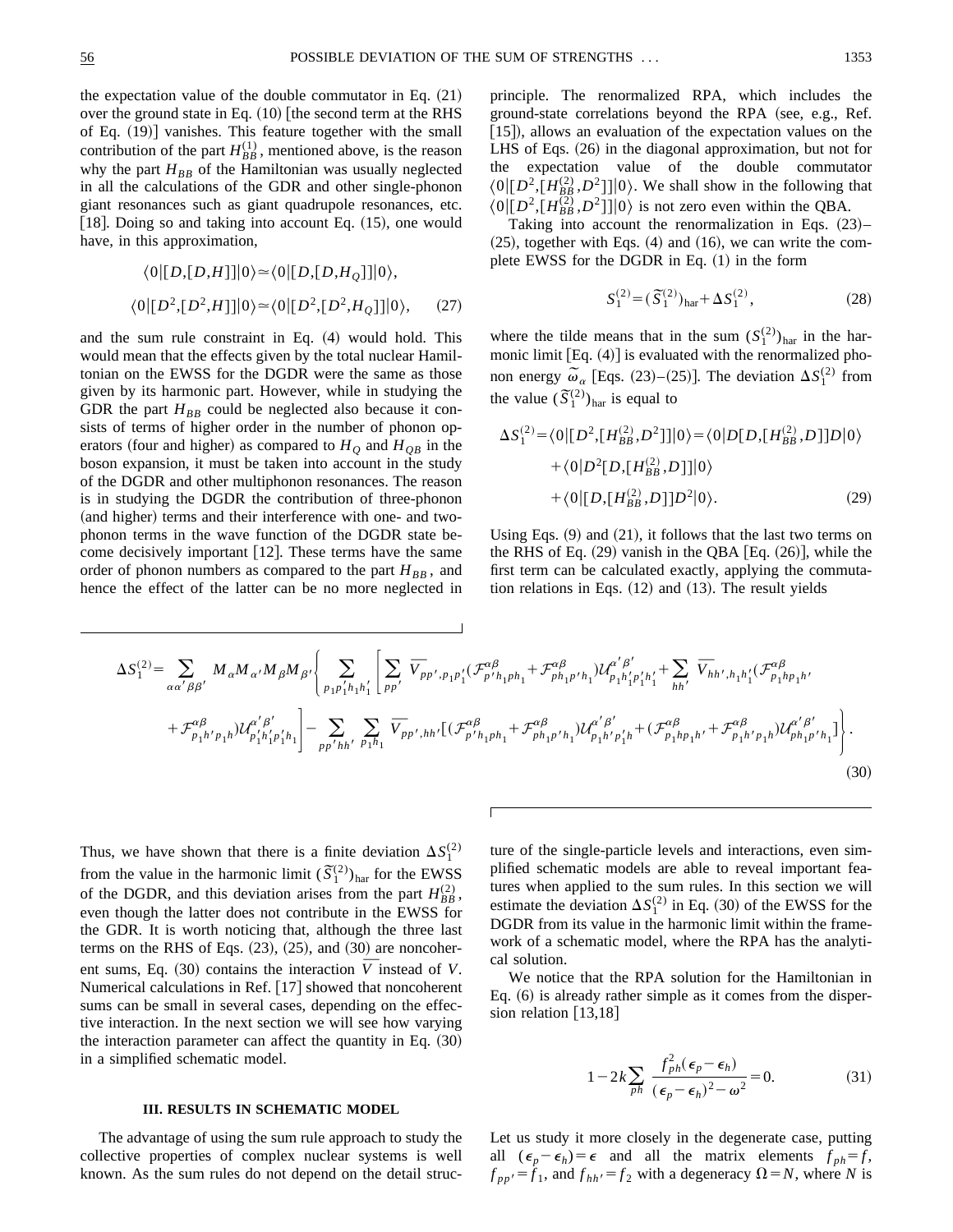the expectation value of the double commutator in Eq. (21) over the ground state in Eq. (10) [the second term at the RHS of Eq. (19)] vanishes. This feature together with the small contribution of the part $H_{BB}^{(1)}$, mentioned above, is the reason why the part $H_{BB}$ of the Hamiltonian was usually neglected in all the calculations of the GDR and other single-phonon giant resonances such as giant quadrupole resonances, etc. [18]. Doing so and taking into account Eq. (15), one would have, in this approximation,

$$\langle 0|[D,[D,H]]|0\rangle \simeq \langle 0|[D,[D,H_Q]]|0\rangle,$$

$$\langle 0|[D^2,[D^2,H]]|0\rangle \simeq \langle 0|[D^2,[D^2,H_Q]]|0\rangle, \quad (27)$$

and the sum rule constraint in Eq. (4) would hold. This would mean that the effects given by the total nuclear Hamiltonian on the EWSS for the DGDR were the same as those given by its harmonic part. However, while in studying the GDR the part $H_{BB}$ could be neglected also because it consists of terms of higher order in the number of phonon operators (four and higher) as compared to $H_Q$ and $H_{QB}$ in the boson expansion, it must be taken into account in the study of the DGDR and other multiphonon resonances. The reason is in studying the DGDR the contribution of three-phonon (and higher) terms and their interference with one- and two-phonon terms in the wave function of the DGDR state become decisively important [12]. These terms have the same order of phonon numbers as compared to the part $H_{BB}$, and hence the effect of the latter can be no more neglected in principle. The renormalized RPA, which includes the ground-state correlations beyond the RPA (see, e.g., Ref. [15]), allows an evaluation of the expectation values on the LHS of Eqs. (26) in the diagonal approximation, but not for the expectation value of the double commutator $\langle 0|[D^2,[H_{BB}^{(2)},D^2]]|0\rangle$. We shall show in the following that $\langle 0|[D^2,[H_{BB}^{(2)},D^2]]|0\rangle$ is not zero even within the QBA.

Taking into account the renormalization in Eqs. (23)–(25), together with Eqs. (4) and (16), we can write the complete EWSS for the DGDR in Eq. (1) in the form

$$S_1^{(2)} = (\tilde{S}_1^{(2)})_{\rm har} + \Delta S_1^{(2)}, \quad (28)$$

where the tilde means that in the sum $(S_1^{(2)})_{\rm har}$ in the harmonic limit [Eq. (4)] is evaluated with the renormalized phonon energy $\tilde{\omega}_\alpha$ [Eqs. (23)–(25)]. The deviation $\Delta S_1^{(2)}$ from the value $(\tilde{S}_1^{(2)})_{\rm har}$ is equal to

$$\begin{aligned}\Delta S_1^{(2)} = \langle 0|[D^2,[H_{BB}^{(2)},D^2]]|0\rangle &= \langle 0|D[D,[H_{BB}^{(2)},D]]D|0\rangle \\ &+ \langle 0|D^2[D,[H_{BB}^{(2)},D]]|0\rangle \\ &+ \langle 0|[D,[H_{BB}^{(2)},D]]D^2|0\rangle. \quad (29)\end{aligned}$$

Using Eqs. (9) and (21), it follows that the last two terms on the RHS of Eq. (29) vanish in the QBA [Eq. (26)], while the first term can be calculated exactly, applying the commutation relations in Eqs. (12) and (13). The result yields

$$\begin{aligned}\Delta S_1^{(2)} = \sum_{\alpha\alpha'\beta\beta'} M_\alpha M_{\alpha'} M_\beta M_{\beta'} \Bigg\{ &\sum_{p_1p_1'h_1h_1'} \Bigg[ \sum_{pp'} \overline{V}_{pp',p_1p_1'} (\mathcal{F}^{\alpha\beta}_{p'h_1ph_1} + \mathcal{F}^{\alpha\beta}_{ph_1p'h_1}) \mathcal{U}^{\alpha'\beta'}_{p_1h_1'p_1'h_1'} + \sum_{hh'} \overline{V}_{hh',h_1h_1'} (\mathcal{F}^{\alpha\beta}_{p_1hp_1h'} \\ &+ \mathcal{F}^{\alpha\beta}_{p_1h'p_1h}) \mathcal{U}^{\alpha'\beta'}_{p_1'h_1'p_1'h_1} \Bigg] - \sum_{pp'hh'} \sum_{p_1h_1} \overline{V}_{pp',hh'} [ (\mathcal{F}^{\alpha\beta}_{p'h_1ph_1} + \mathcal{F}^{\alpha\beta}_{ph_1p'h_1}) \mathcal{U}^{\alpha'\beta'}_{p_1h'p_1'h} + (\mathcal{F}^{\alpha\beta}_{p_1hp_1h'} + \mathcal{F}^{\alpha\beta}_{p_1h'p_1h}) \mathcal{U}^{\alpha'\beta'}_{ph_1p'h_1} ] \Bigg\}. \end{aligned} \quad (30)$$

Thus, we have shown that there is a finite deviation $\Delta S_1^{(2)}$ from the value in the harmonic limit $(\tilde{S}_1^{(2)})_{\rm har}$ for the EWSS of the DGDR, and this deviation arises from the part $H_{BB}^{(2)}$, even though the latter does not contribute in the EWSS for the GDR. It is worth noticing that, although the three last terms on the RHS of Eqs. (23), (25), and (30) are noncoherent sums, Eq. (30) contains the interaction $\overline{V}$ instead of $V$. Numerical calculations in Ref. [17] showed that noncoherent sums can be small in several cases, depending on the effective interaction. In the next section we will see how varying the interaction parameter can affect the quantity in Eq. (30) in a simplified schematic model.

### III. RESULTS IN SCHEMATIC MODEL

The advantage of using the sum rule approach to study the collective properties of complex nuclear systems is well known. As the sum rules do not depend on the detail structure of the single-particle levels and interactions, even simplified schematic models are able to reveal important features when applied to the sum rules. In this section we will estimate the deviation $\Delta S_1^{(2)}$ in Eq. (30) of the EWSS for the DGDR from its value in the harmonic limit within the framework of a schematic model, where the RPA has the analytical solution.

We notice that the RPA solution for the Hamiltonian in Eq. (6) is already rather simple as it comes from the dispersion relation [13,18]

$$1 - 2k \sum_{ph} \frac{f_{ph}^2(\epsilon_p - \epsilon_h)}{(\epsilon_p - \epsilon_h)^2 - \omega^2} = 0. \quad (31)$$

Let us study it more closely in the degenerate case, putting all $(\epsilon_p - \epsilon_h) = \epsilon$ and all the matrix elements $f_{ph} = f$, $f_{pp'} = f_1$, and $f_{hh'} = f_2$ with a degeneracy $\Omega = N$, where $N$ is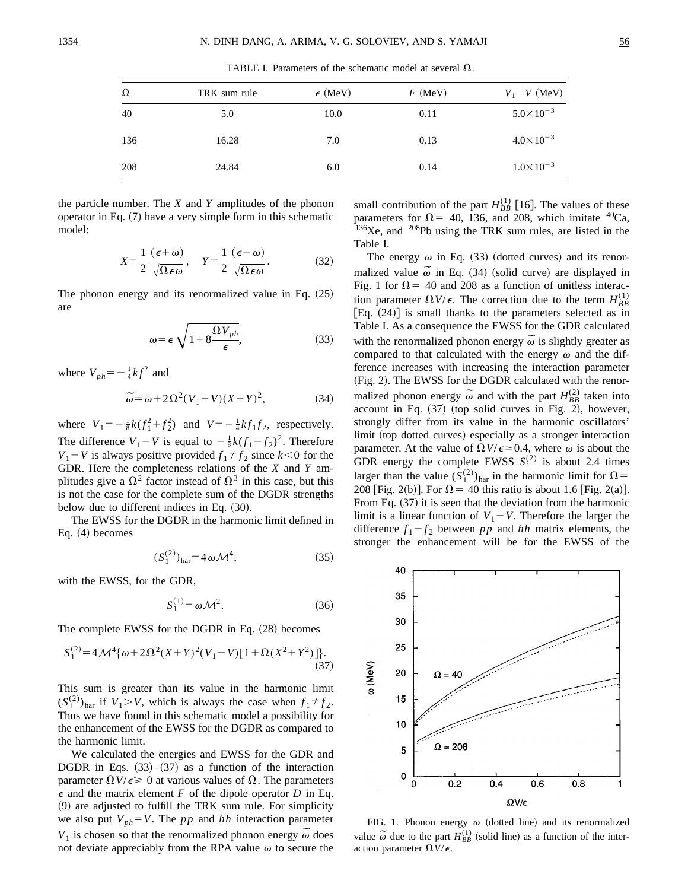TABLE I. Parameters of the schematic model at several $\Omega$.

| $\Omega$ | TRK sum rule | $\epsilon$ (MeV) | $F$ (MeV) | $V_1 - V$ (MeV) |
|---|---|---|---|---|
| 40 | 5.0 | 10.0 | 0.11 | $5.0\times10^{-3}$ |
| 136 | 16.28 | 7.0 | 0.13 | $4.0\times10^{-3}$ |
| 208 | 24.84 | 6.0 | 0.14 | $1.0\times10^{-3}$ |

the particle number. The $X$ and $Y$ amplitudes of the phonon operator in Eq. (7) have a very simple form in this schematic model:

$$X=\frac{1}{2}\frac{(\epsilon+\omega)}{\sqrt{\Omega\epsilon\omega}},\quad Y=\frac{1}{2}\frac{(\epsilon-\omega)}{\sqrt{\Omega\epsilon\omega}}. \tag{32}$$

The phonon energy and its renormalized value in Eq. (25) are

$$\omega=\epsilon\sqrt{1+8\frac{\Omega V_{ph}}{\epsilon}}, \tag{33}$$

where $V_{ph}=-\frac{1}{4}kf^2$ and

$$\tilde{\omega}=\omega+2\Omega^2(V_1-V)(X+Y)^2, \tag{34}$$

where $V_1=-\frac{1}{8}k(f_1^2+f_2^2)$ and $V=-\frac{1}{4}kf_1f_2$, respectively. The difference $V_1-V$ is equal to $-\frac{1}{8}k(f_1-f_2)^2$. Therefore $V_1-V$ is always positive provided $f_1\neq f_2$ since $k<0$ for the GDR. Here the completeness relations of the $X$ and $Y$ amplitudes give a $\Omega^2$ factor instead of $\Omega^3$ in this case, but this is not the case for the complete sum of the DGDR strengths below due to different indices in Eq. (30).

The EWSS for the DGDR in the harmonic limit defined in Eq. (4) becomes

$$(S_1^{(2)})_{\rm har}=4\omega\mathcal{M}^4, \tag{35}$$

with the EWSS, for the GDR,

$$S_1^{(1)}=\omega\mathcal{M}^2. \tag{36}$$

The complete EWSS for the DGDR in Eq. (28) becomes

$$S_1^{(2)}=4\mathcal{M}^4\{\omega+2\Omega^2(X+Y)^2(V_1-V)[1+\Omega(X^2+Y^2)]\}. \tag{37}$$

This sum is greater than its value in the harmonic limit $(S_1^{(2)})_{\rm har}$ if $V_1>V$, which is always the case when $f_1\neq f_2$. Thus we have found in this schematic model a possibility for the enhancement of the EWSS for the DGDR as compared to the harmonic limit.

We calculated the energies and EWSS for the GDR and DGDR in Eqs. (33)–(37) as a function of the interaction parameter $\Omega V/\epsilon\geqslant 0$ at various values of $\Omega$. The parameters $\epsilon$ and the matrix element $F$ of the dipole operator $D$ in Eq. (9) are adjusted to fulfill the TRK sum rule. For simplicity we also put $V_{ph}=V$. The $pp$ and $hh$ interaction parameter $V_1$ is chosen so that the renormalized phonon energy $\tilde{\omega}$ does not deviate appreciably from the RPA value $\omega$ to secure the small contribution of the part $H_{BB}^{(1)}$ [16]. The values of these parameters for $\Omega=$ 40, 136, and 208, which imitate $^{40}$Ca, $^{136}$Xe, and $^{208}$Pb using the TRK sum rules, are listed in the Table I.

The energy $\omega$ in Eq. (33) (dotted curves) and its renormalized value $\tilde{\omega}$ in Eq. (34) (solid curve) are displayed in Fig. 1 for $\Omega=$ 40 and 208 as a function of unitless interaction parameter $\Omega V/\epsilon$. The correction due to the term $H_{BB}^{(1)}$ [Eq. (24)] is small thanks to the parameters selected as in Table I. As a consequence the EWSS for the GDR calculated with the renormalized phonon energy $\tilde{\omega}$ is slightly greater as compared to that calculated with the energy $\omega$ and the difference increases with increasing the interaction parameter (Fig. 2). The EWSS for the DGDR calculated with the renormalized phonon energy $\tilde{\omega}$ and with the part $H_{BB}^{(2)}$ taken into account in Eq. (37) (top solid curves in Fig. 2), however, strongly differ from its value in the harmonic oscillators' limit (top dotted curves) especially as a stronger interaction parameter. At the value of $\Omega V/\epsilon\simeq 0.4$, where $\omega$ is about the GDR energy the complete EWSS $S_1^{(2)}$ is about 2.4 times larger than the value $(S_1^{(2)})_{\rm har}$ in the harmonic limit for $\Omega=$ 208 [Fig. 2(b)]. For $\Omega=$ 40 this ratio is about 1.6 [Fig. 2(a)]. From Eq. (37) it is seen that the deviation from the harmonic limit is a linear function of $V_1-V$. Therefore the larger the difference $f_1-f_2$ between $pp$ and $hh$ matrix elements, the stronger the enhancement will be for the EWSS of the

FIG. 1. Phonon energy $\omega$ (dotted line) and its renormalized value $\tilde{\omega}$ due to the part $H_{BB}^{(1)}$ (solid line) as a function of the interaction parameter $\Omega V/\epsilon$.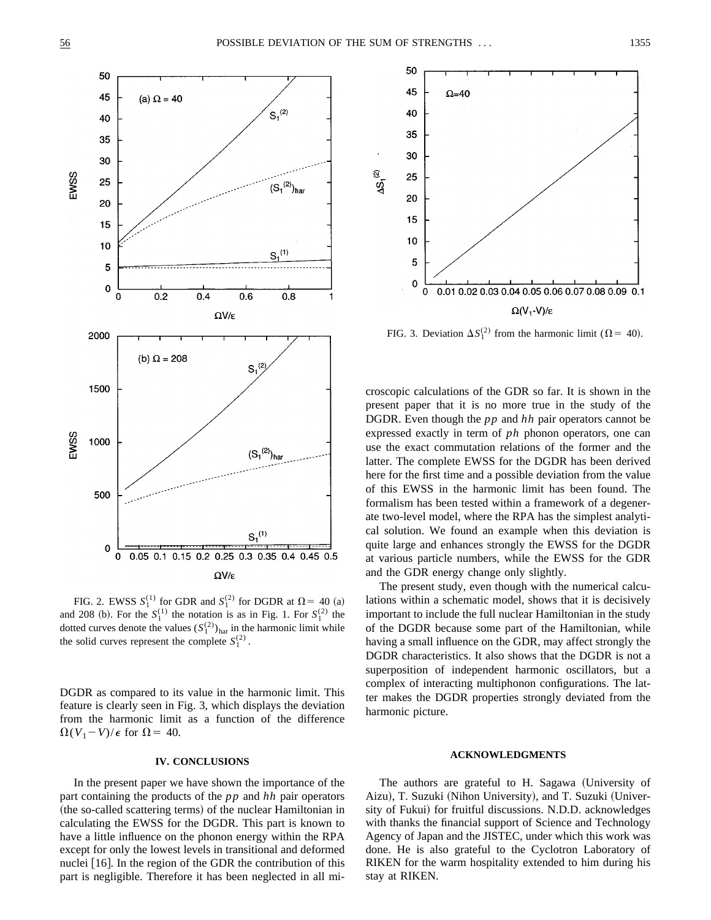(a) $\Omega = 40$

EWSS

50
45
40
35
30
25
20
15
10
5
0

0 0.2 0.4 0.6 0.8 1

$\Omega V/\epsilon$

$S_1^{(2)}$

$(S_1^{(2)})_{\rm har}$

$S_1^{(1)}$

(b) $\Omega = 208$

EWSS

2000
1500
1000
500
0

0 0.05 0.1 0.15 0.2 0.25 0.3 0.35 0.4 0.45 0.5

$\Omega V/\epsilon$

$S_1^{(2)}$

$(S_1^{(2)})_{\rm har}$

$S_1^{(1)}$

FIG. 2. EWSS $S_1^{(1)}$ for GDR and $S_1^{(2)}$ for DGDR at $\Omega = 40$ (a) and 208 (b). For the $S_1^{(1)}$ the notation is as in Fig. 1. For $S_1^{(2)}$ the dotted curves denote the values $(S_1^{(2)})_{\rm har}$ in the harmonic limit while the solid curves represent the complete $S_1^{(2)}$.

DGDR as compared to its value in the harmonic limit. This feature is clearly seen in Fig. 3, which displays the deviation from the harmonic limit as a function of the difference $\Omega(V_1 - V)/\epsilon$ for $\Omega = 40$.

## IV. CONCLUSIONS

In the present paper we have shown the importance of the part containing the products of the $pp$ and $hh$ pair operators (the so-called scattering terms) of the nuclear Hamiltonian in calculating the EWSS for the DGDR. This part is known to have a little influence on the phonon energy within the RPA except for only the lowest levels in transitional and deformed nuclei [16]. In the region of the GDR the contribution of this part is negligible. Therefore it has been neglected in all microscopic calculations of the GDR so far. It is shown in the present paper that it is no more true in the study of the DGDR. Even though the $pp$ and $hh$ pair operators cannot be expressed exactly in term of $ph$ phonon operators, one can use the exact commutation relations of the former and the latter. The complete EWSS for the DGDR has been derived here for the first time and a possible deviation from the value of this EWSS in the harmonic limit has been found. The formalism has been tested within a framework of a degenerate two-level model, where the RPA has the simplest analytical solution. We found an example when this deviation is quite large and enhances strongly the EWSS for the DGDR at various particle numbers, while the EWSS for the GDR and the GDR energy change only slightly.

The present study, even though with the numerical calculations within a schematic model, shows that it is decisively important to include the full nuclear Hamiltonian in the study of the DGDR because some part of the Hamiltonian, while having a small influence on the GDR, may affect strongly the DGDR characteristics. It also shows that the DGDR is not a superposition of independent harmonic oscillators, but a complex of interacting multiphonon configurations. The latter makes the DGDR properties strongly deviated from the harmonic picture.

$\Omega$=40

$\Delta S_1^{(2)}$

50
45
40
35
30
25
20
15
10
5
0

0 0.01 0.02 0.03 0.04 0.05 0.06 0.07 0.08 0.09 0.1

$\Omega(V_1\text{-}V)/\epsilon$

FIG. 3. Deviation $\Delta S_1^{(2)}$ from the harmonic limit ($\Omega = 40$).

## ACKNOWLEDGMENTS

The authors are grateful to H. Sagawa (University of Aizu), T. Suzuki (Nihon University), and T. Suzuki (University of Fukui) for fruitful discussions. N.D.D. acknowledges with thanks the financial support of Science and Technology Agency of Japan and the JISTEC, under which this work was done. He is also grateful to the Cyclotron Laboratory of RIKEN for the warm hospitality extended to him during his stay at RIKEN.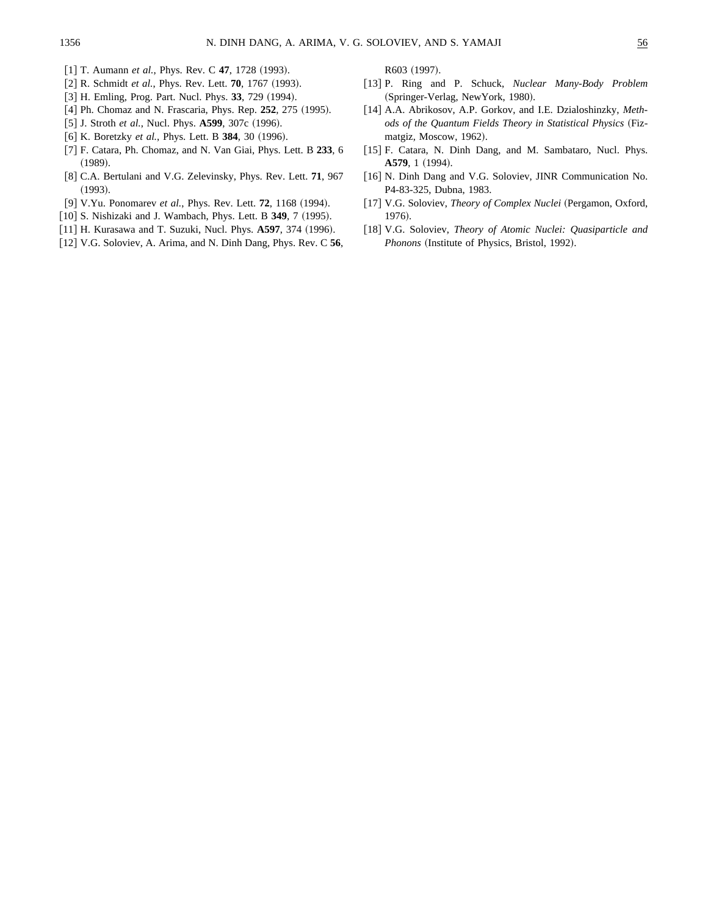[1] T. Aumann *et al.*, Phys. Rev. C **47**, 1728 (1993).

[2] R. Schmidt *et al.*, Phys. Rev. Lett. **70**, 1767 (1993).

[3] H. Emling, Prog. Part. Nucl. Phys. **33**, 729 (1994).

[4] Ph. Chomaz and N. Frascaria, Phys. Rep. **252**, 275 (1995).

[5] J. Stroth *et al.*, Nucl. Phys. **A599**, 307c (1996).

[6] K. Boretzky *et al.*, Phys. Lett. B **384**, 30 (1996).

[7] F. Catara, Ph. Chomaz, and N. Van Giai, Phys. Lett. B **233**, 6 (1989).

[8] C.A. Bertulani and V.G. Zelevinsky, Phys. Rev. Lett. **71**, 967 (1993).

[9] V.Yu. Ponomarev *et al.*, Phys. Rev. Lett. **72**, 1168 (1994).

[10] S. Nishizaki and J. Wambach, Phys. Lett. B **349**, 7 (1995).

[11] H. Kurasawa and T. Suzuki, Nucl. Phys. **A597**, 374 (1996).

[12] V.G. Soloviev, A. Arima, and N. Dinh Dang, Phys. Rev. C **56**, R603 (1997).

[13] P. Ring and P. Schuck, *Nuclear Many-Body Problem* (Springer-Verlag, NewYork, 1980).

[14] A.A. Abrikosov, A.P. Gorkov, and I.E. Dzialoshinzky, *Methods of the Quantum Fields Theory in Statistical Physics* (Fizmatgiz, Moscow, 1962).

[15] F. Catara, N. Dinh Dang, and M. Sambataro, Nucl. Phys. **A579**, 1 (1994).

[16] N. Dinh Dang and V.G. Soloviev, JINR Communication No. P4-83-325, Dubna, 1983.

[17] V.G. Soloviev, *Theory of Complex Nuclei* (Pergamon, Oxford, 1976).

[18] V.G. Soloviev, *Theory of Atomic Nuclei: Quasiparticle and Phonons* (Institute of Physics, Bristol, 1992).